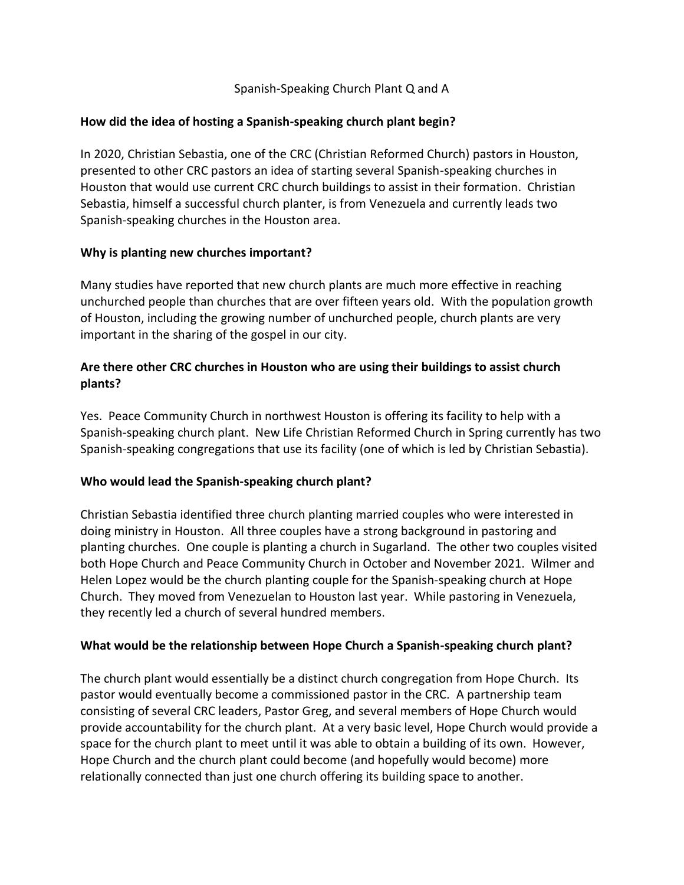# Spanish-Speaking Church Plant Q and A

**How did the idea of hosting a Spanish-speaking church plant begin?**

In 2020, Christian Sebastia, one of the CRC (Christian Reformed Church) pastors in Houston, presented to other CRC pastors an idea of starting several Spanish-speaking churches in Houston that would use current CRC church buildings to assist in their formation. Christian Sebastia, himself a successful church planter, is from Venezuela and currently leads two Spanish-speaking churches in the Houston area.

**Why is planting new churches important?**

Many studies have reported that new church plants are much more effective in reaching unchurched people than churches that are over fifteen years old. With the population growth of Houston, including the growing number of unchurched people, church plants are very important in the sharing of the gospel in our city.

**Are there other CRC churches in Houston who are using their buildings to assist church plants?**

Yes. Peace Community Church in northwest Houston is offering its facility to help with a Spanish-speaking church plant. New Life Christian Reformed Church in Spring currently has two Spanish-speaking congregations that use its facility (one of which is led by Christian Sebastia).

**Who would lead the Spanish-speaking church plant?**

Christian Sebastia identified three church planting married couples who were interested in doing ministry in Houston. All three couples have a strong background in pastoring and planting churches. One couple is planting a church in Sugarland. The other two couples visited both Hope Church and Peace Community Church in October and November 2021. Wilmer and Helen Lopez would be the church planting couple for the Spanish-speaking church at Hope Church. They moved from Venezuelan to Houston last year. While pastoring in Venezuela, they recently led a church of several hundred members.

**What would be the relationship between Hope Church a Spanish-speaking church plant?**

The church plant would essentially be a distinct church congregation from Hope Church. Its pastor would eventually become a commissioned pastor in the CRC. A partnership team consisting of several CRC leaders, Pastor Greg, and several members of Hope Church would provide accountability for the church plant. At a very basic level, Hope Church would provide a space for the church plant to meet until it was able to obtain a building of its own. However, Hope Church and the church plant could become (and hopefully would become) more relationally connected than just one church offering its building space to another.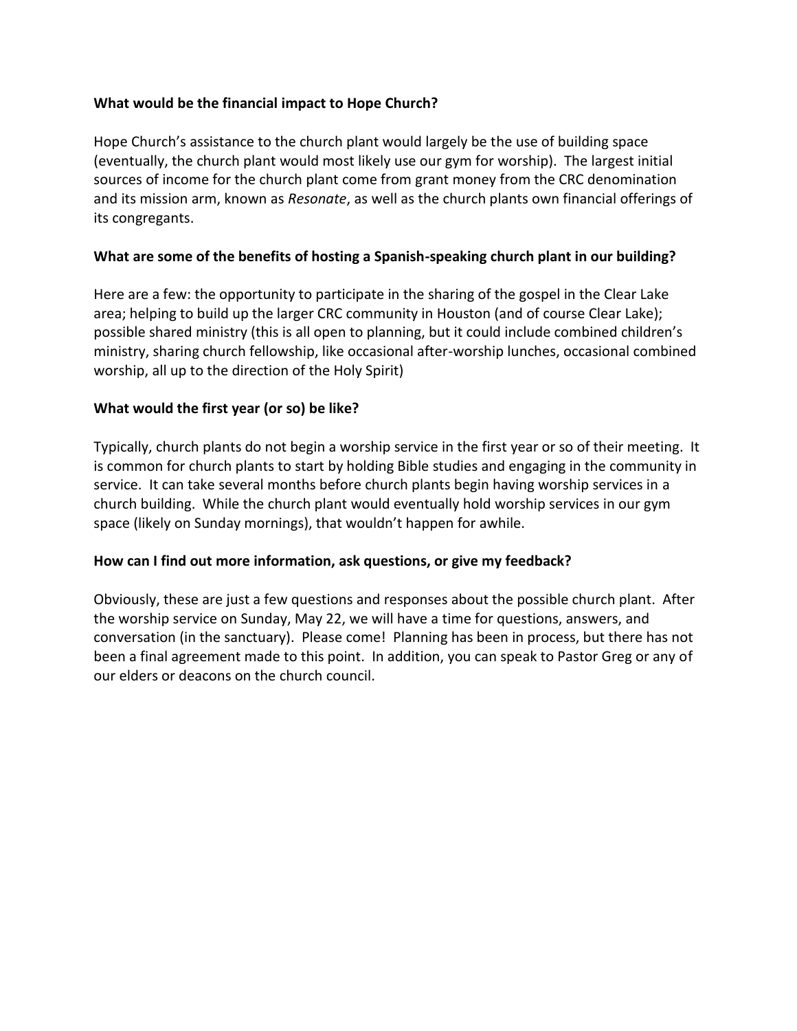**What would be the financial impact to Hope Church?**

Hope Church's assistance to the church plant would largely be the use of building space (eventually, the church plant would most likely use our gym for worship). The largest initial sources of income for the church plant come from grant money from the CRC denomination and its mission arm, known as *Resonate*, as well as the church plants own financial offerings of its congregants.

**What are some of the benefits of hosting a Spanish-speaking church plant in our building?**

Here are a few: the opportunity to participate in the sharing of the gospel in the Clear Lake area; helping to build up the larger CRC community in Houston (and of course Clear Lake); possible shared ministry (this is all open to planning, but it could include combined children's ministry, sharing church fellowship, like occasional after-worship lunches, occasional combined worship, all up to the direction of the Holy Spirit)

**What would the first year (or so) be like?**

Typically, church plants do not begin a worship service in the first year or so of their meeting. It is common for church plants to start by holding Bible studies and engaging in the community in service. It can take several months before church plants begin having worship services in a church building. While the church plant would eventually hold worship services in our gym space (likely on Sunday mornings), that wouldn't happen for awhile.

**How can I find out more information, ask questions, or give my feedback?**

Obviously, these are just a few questions and responses about the possible church plant. After the worship service on Sunday, May 22, we will have a time for questions, answers, and conversation (in the sanctuary). Please come! Planning has been in process, but there has not been a final agreement made to this point. In addition, you can speak to Pastor Greg or any of our elders or deacons on the church council.